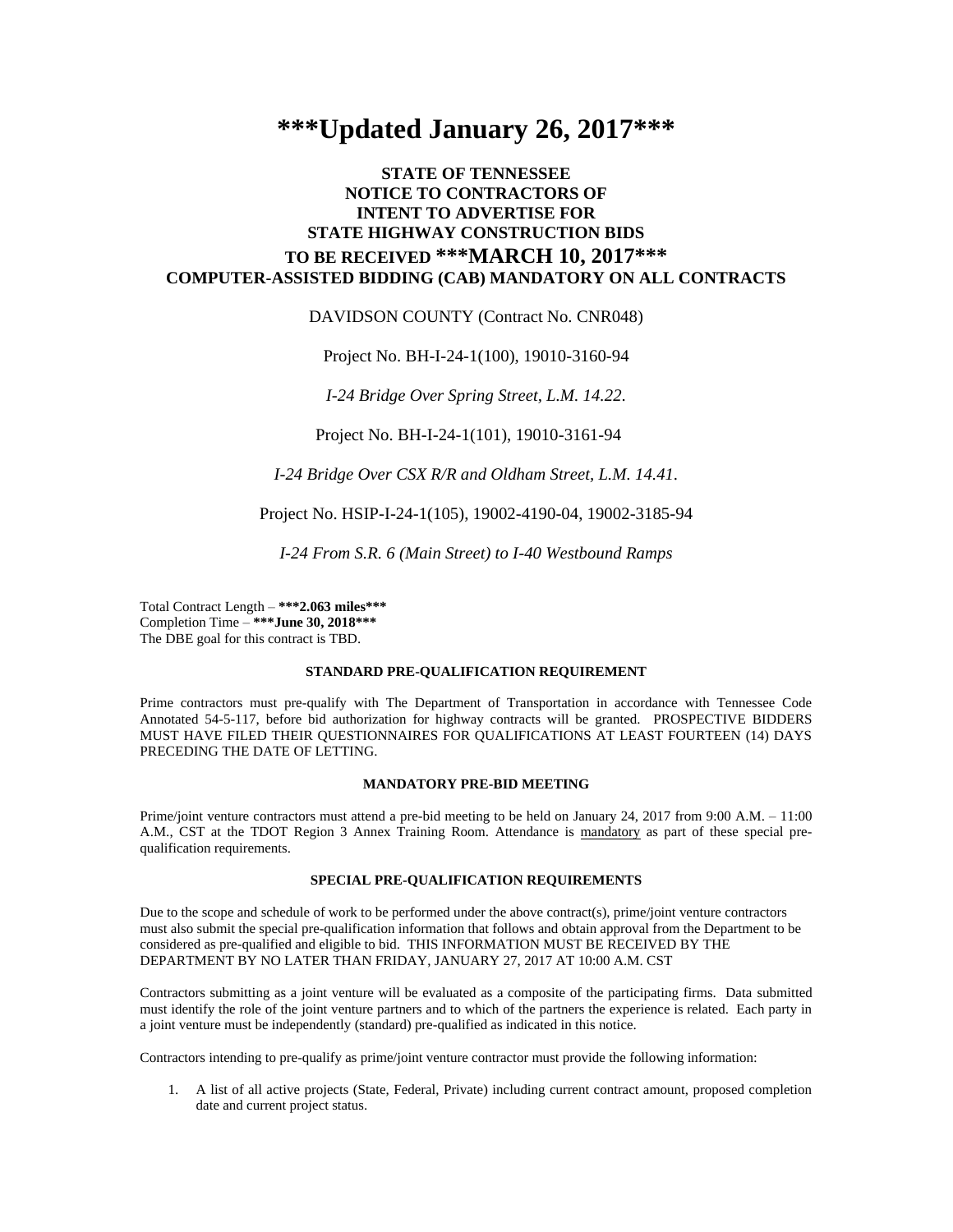# \*\*\*Updated January 26, 2017\*\*\*

## STATE OF TENNESSEE
## NOTICE TO CONTRACTORS OF
## INTENT TO ADVERTISE FOR
## STATE HIGHWAY CONSTRUCTION BIDS
## TO BE RECEIVED ***MARCH 10, 2017***
## COMPUTER-ASSISTED BIDDING (CAB) MANDATORY ON ALL CONTRACTS

DAVIDSON COUNTY (Contract No. CNR048)

Project No. BH-I-24-1(100), 19010-3160-94

*I-24 Bridge Over Spring Street, L.M. 14.22.*

Project No. BH-I-24-1(101), 19010-3161-94

*I-24 Bridge Over CSX R/R and Oldham Street, L.M. 14.41.*

Project No. HSIP-I-24-1(105), 19002-4190-04, 19002-3185-94

*I-24 From S.R. 6 (Main Street) to I-40 Westbound Ramps*

Total Contract Length – **\*\*\*2.063 miles\*\*\***
Completion Time – **\*\*\*June 30, 2018\*\*\***
The DBE goal for this contract is TBD.

#### STANDARD PRE-QUALIFICATION REQUIREMENT

Prime contractors must pre-qualify with The Department of Transportation in accordance with Tennessee Code Annotated 54-5-117, before bid authorization for highway contracts will be granted. PROSPECTIVE BIDDERS MUST HAVE FILED THEIR QUESTIONNAIRES FOR QUALIFICATIONS AT LEAST FOURTEEN (14) DAYS PRECEDING THE DATE OF LETTING.

#### MANDATORY PRE-BID MEETING

Prime/joint venture contractors must attend a pre-bid meeting to be held on January 24, 2017 from 9:00 A.M. – 11:00 A.M., CST at the TDOT Region 3 Annex Training Room. Attendance is mandatory as part of these special pre-qualification requirements.

#### SPECIAL PRE-QUALIFICATION REQUIREMENTS

Due to the scope and schedule of work to be performed under the above contract(s), prime/joint venture contractors must also submit the special pre-qualification information that follows and obtain approval from the Department to be considered as pre-qualified and eligible to bid. THIS INFORMATION MUST BE RECEIVED BY THE DEPARTMENT BY NO LATER THAN FRIDAY, JANUARY 27, 2017 AT 10:00 A.M. CST

Contractors submitting as a joint venture will be evaluated as a composite of the participating firms. Data submitted must identify the role of the joint venture partners and to which of the partners the experience is related. Each party in a joint venture must be independently (standard) pre-qualified as indicated in this notice.

Contractors intending to pre-qualify as prime/joint venture contractor must provide the following information:

1. A list of all active projects (State, Federal, Private) including current contract amount, proposed completion date and current project status.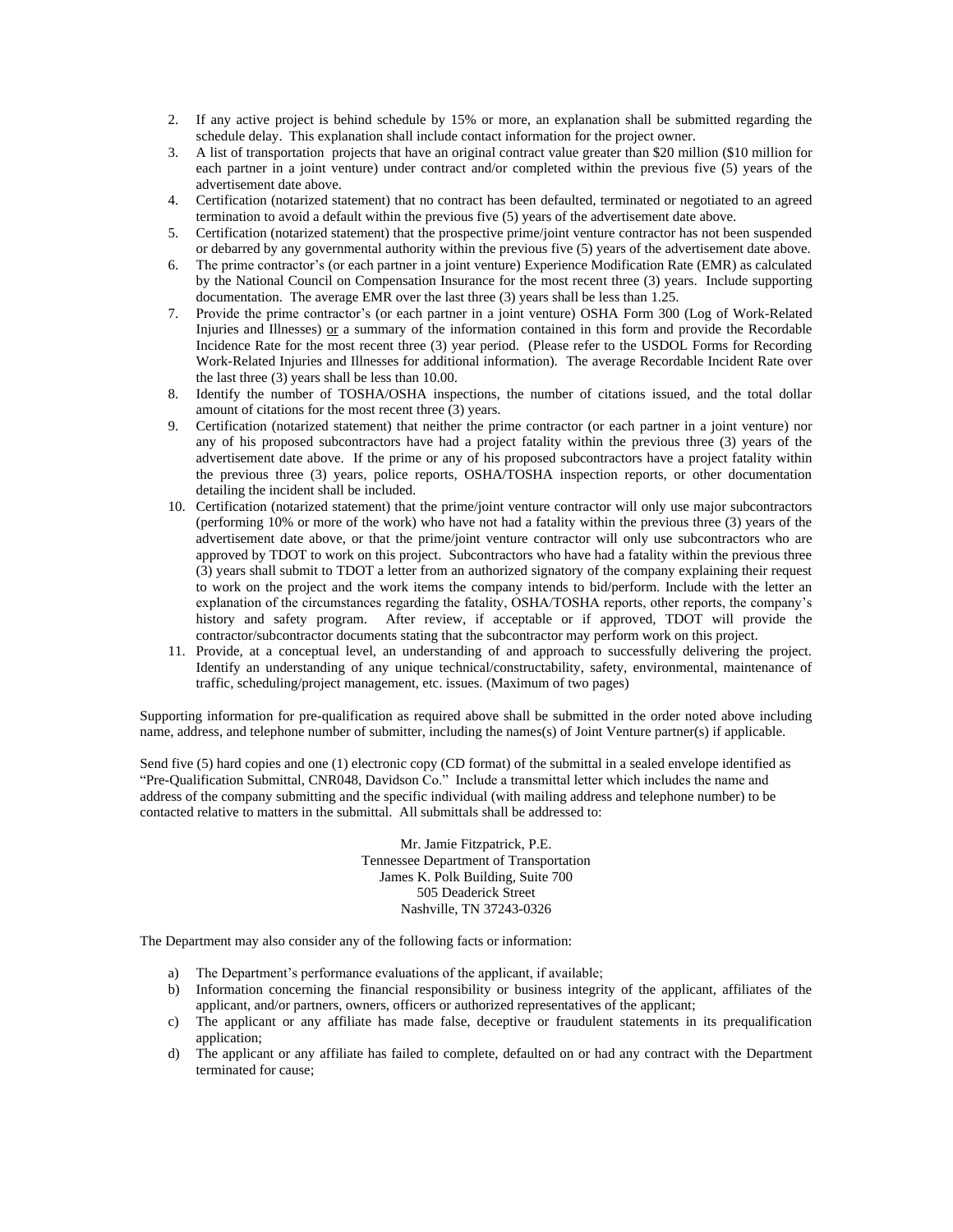2. If any active project is behind schedule by 15% or more, an explanation shall be submitted regarding the schedule delay. This explanation shall include contact information for the project owner.
3. A list of transportation projects that have an original contract value greater than $20 million ($10 million for each partner in a joint venture) under contract and/or completed within the previous five (5) years of the advertisement date above.
4. Certification (notarized statement) that no contract has been defaulted, terminated or negotiated to an agreed termination to avoid a default within the previous five (5) years of the advertisement date above.
5. Certification (notarized statement) that the prospective prime/joint venture contractor has not been suspended or debarred by any governmental authority within the previous five (5) years of the advertisement date above.
6. The prime contractor's (or each partner in a joint venture) Experience Modification Rate (EMR) as calculated by the National Council on Compensation Insurance for the most recent three (3) years. Include supporting documentation. The average EMR over the last three (3) years shall be less than 1.25.
7. Provide the prime contractor's (or each partner in a joint venture) OSHA Form 300 (Log of Work-Related Injuries and Illnesses) <u>or</u> a summary of the information contained in this form and provide the Recordable Incidence Rate for the most recent three (3) year period. (Please refer to the USDOL Forms for Recording Work-Related Injuries and Illnesses for additional information). The average Recordable Incident Rate over the last three (3) years shall be less than 10.00.
8. Identify the number of TOSHA/OSHA inspections, the number of citations issued, and the total dollar amount of citations for the most recent three (3) years.
9. Certification (notarized statement) that neither the prime contractor (or each partner in a joint venture) nor any of his proposed subcontractors have had a project fatality within the previous three (3) years of the advertisement date above. If the prime or any of his proposed subcontractors have a project fatality within the previous three (3) years, police reports, OSHA/TOSHA inspection reports, or other documentation detailing the incident shall be included.
10. Certification (notarized statement) that the prime/joint venture contractor will only use major subcontractors (performing 10% or more of the work) who have not had a fatality within the previous three (3) years of the advertisement date above, or that the prime/joint venture contractor will only use subcontractors who are approved by TDOT to work on this project. Subcontractors who have had a fatality within the previous three (3) years shall submit to TDOT a letter from an authorized signatory of the company explaining their request to work on the project and the work items the company intends to bid/perform. Include with the letter an explanation of the circumstances regarding the fatality, OSHA/TOSHA reports, other reports, the company's history and safety program. After review, if acceptable or if approved, TDOT will provide the contractor/subcontractor documents stating that the subcontractor may perform work on this project.
11. Provide, at a conceptual level, an understanding of and approach to successfully delivering the project. Identify an understanding of any unique technical/constructability, safety, environmental, maintenance of traffic, scheduling/project management, etc. issues. (Maximum of two pages)

Supporting information for pre-qualification as required above shall be submitted in the order noted above including name, address, and telephone number of submitter, including the names(s) of Joint Venture partner(s) if applicable.

Send five (5) hard copies and one (1) electronic copy (CD format) of the submittal in a sealed envelope identified as "Pre-Qualification Submittal, CNR048, Davidson Co." Include a transmittal letter which includes the name and address of the company submitting and the specific individual (with mailing address and telephone number) to be contacted relative to matters in the submittal. All submittals shall be addressed to:

Mr. Jamie Fitzpatrick, P.E.
Tennessee Department of Transportation
James K. Polk Building, Suite 700
505 Deaderick Street
Nashville, TN 37243-0326

The Department may also consider any of the following facts or information:

a) The Department's performance evaluations of the applicant, if available;
b) Information concerning the financial responsibility or business integrity of the applicant, affiliates of the applicant, and/or partners, owners, officers or authorized representatives of the applicant;
c) The applicant or any affiliate has made false, deceptive or fraudulent statements in its prequalification application;
d) The applicant or any affiliate has failed to complete, defaulted on or had any contract with the Department terminated for cause;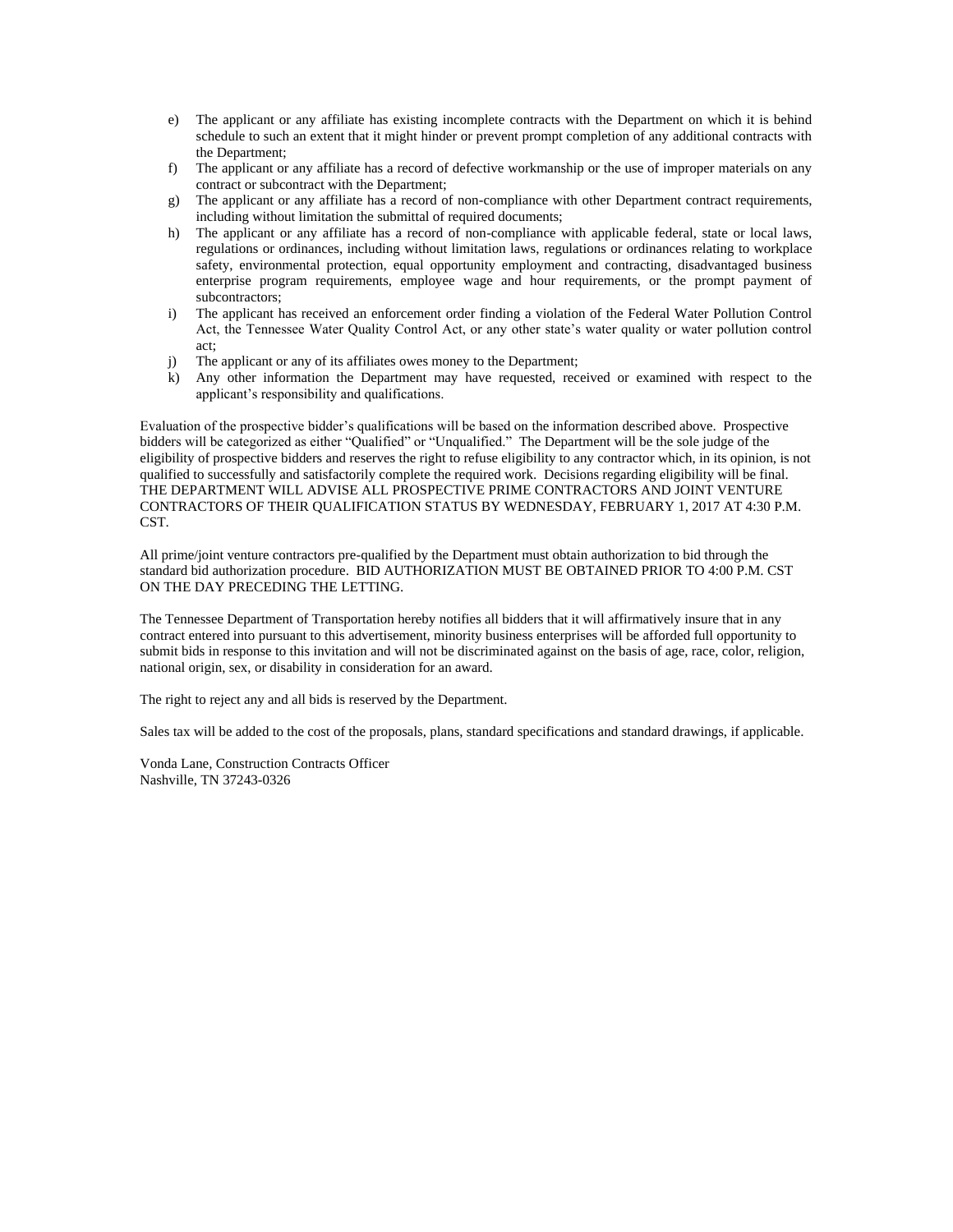e) The applicant or any affiliate has existing incomplete contracts with the Department on which it is behind schedule to such an extent that it might hinder or prevent prompt completion of any additional contracts with the Department;
f) The applicant or any affiliate has a record of defective workmanship or the use of improper materials on any contract or subcontract with the Department;
g) The applicant or any affiliate has a record of non-compliance with other Department contract requirements, including without limitation the submittal of required documents;
h) The applicant or any affiliate has a record of non-compliance with applicable federal, state or local laws, regulations or ordinances, including without limitation laws, regulations or ordinances relating to workplace safety, environmental protection, equal opportunity employment and contracting, disadvantaged business enterprise program requirements, employee wage and hour requirements, or the prompt payment of subcontractors;
i) The applicant has received an enforcement order finding a violation of the Federal Water Pollution Control Act, the Tennessee Water Quality Control Act, or any other state's water quality or water pollution control act;
j) The applicant or any of its affiliates owes money to the Department;
k) Any other information the Department may have requested, received or examined with respect to the applicant's responsibility and qualifications.

Evaluation of the prospective bidder's qualifications will be based on the information described above. Prospective bidders will be categorized as either "Qualified" or "Unqualified." The Department will be the sole judge of the eligibility of prospective bidders and reserves the right to refuse eligibility to any contractor which, in its opinion, is not qualified to successfully and satisfactorily complete the required work. Decisions regarding eligibility will be final. THE DEPARTMENT WILL ADVISE ALL PROSPECTIVE PRIME CONTRACTORS AND JOINT VENTURE CONTRACTORS OF THEIR QUALIFICATION STATUS BY WEDNESDAY, FEBRUARY 1, 2017 AT 4:30 P.M. CST.

All prime/joint venture contractors pre-qualified by the Department must obtain authorization to bid through the standard bid authorization procedure. BID AUTHORIZATION MUST BE OBTAINED PRIOR TO 4:00 P.M. CST ON THE DAY PRECEDING THE LETTING.

The Tennessee Department of Transportation hereby notifies all bidders that it will affirmatively insure that in any contract entered into pursuant to this advertisement, minority business enterprises will be afforded full opportunity to submit bids in response to this invitation and will not be discriminated against on the basis of age, race, color, religion, national origin, sex, or disability in consideration for an award.

The right to reject any and all bids is reserved by the Department.

Sales tax will be added to the cost of the proposals, plans, standard specifications and standard drawings, if applicable.

Vonda Lane, Construction Contracts Officer
Nashville, TN 37243-0326